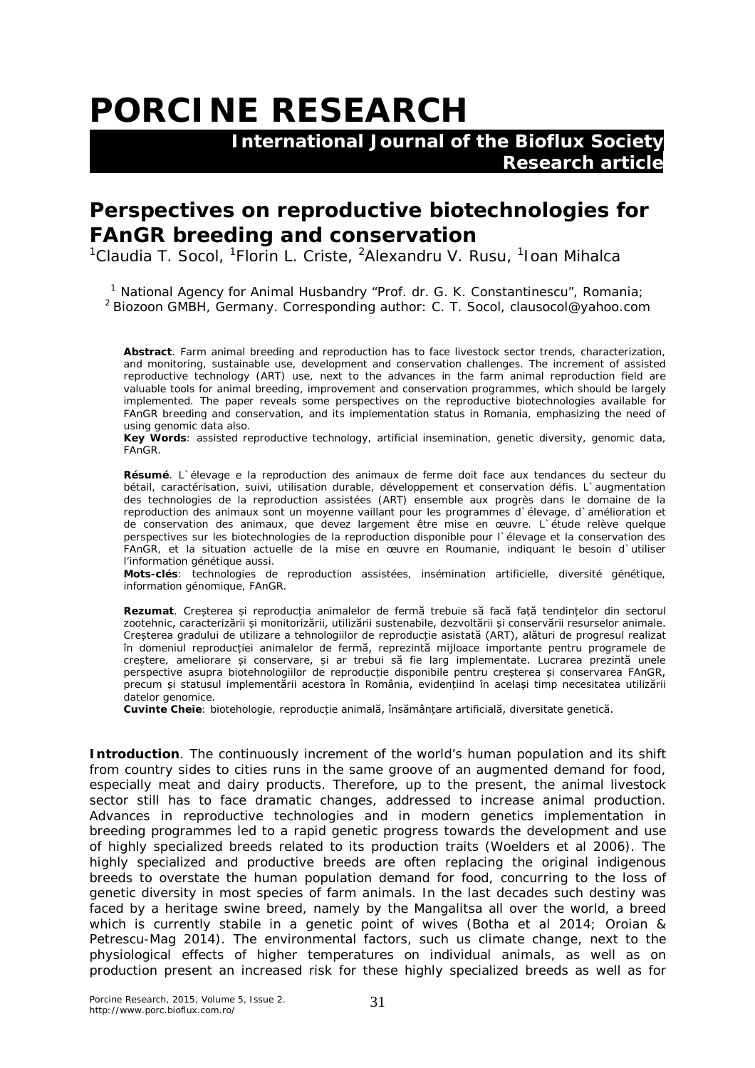# PORCINE RESEARCH

**International Journal of the Bioflux Society**
**Research article**

## Perspectives on reproductive biotechnologies for FAnGR breeding and conservation

[1]Claudia T. Socol, [1]Florin L. Criste, [2]Alexandru V. Rusu, [1]Ioan Mihalca

[1] National Agency for Animal Husbandry "Prof. dr. G. K. Constantinescu", Romania;
[2] Biozoon GMBH, Germany. Corresponding author: C. T. Socol, clausocol@yahoo.com

**Abstract**. Farm animal breeding and reproduction has to face livestock sector trends, characterization, and monitoring, sustainable use, development and conservation challenges. The increment of assisted reproductive technology (ART) use, next to the advances in the farm animal reproduction field are valuable tools for animal breeding, improvement and conservation programmes, which should be largely implemented. The paper reveals some perspectives on the reproductive biotechnologies available for FAnGR breeding and conservation, and its implementation status in Romania, emphasizing the need of using genomic data also.
**Key Words**: assisted reproductive technology, artificial insemination, genetic diversity, genomic data, FAnGR.

**Résumé**. L`élevage e la reproduction des animaux de ferme doit face aux tendances du secteur du bétail, caractérisation, suivi, utilisation durable, développement et conservation défis. L`augmentation des technologies de la reproduction assistées (ART) ensemble aux progrès dans le domaine de la reproduction des animaux sont un moyenne vaillant pour les programmes d`élevage, d`amélioration et de conservation des animaux, que devez largement être mise en œuvre. L`étude relève quelque perspectives sur les biotechnologies de la reproduction disponible pour l`élevage et la conservation des FAnGR, et la situation actuelle de la mise en œuvre en Roumanie, indiquant le besoin d`utiliser l'information génétique aussi.
**Mots-clés**: technologies de reproduction assistées, insémination artificielle, diversité génétique, information génomique, FAnGR.

**Rezumat**. Creșterea și reproducția animalelor de fermă trebuie să facă față tendințelor din sectorul zootehnic, caracterizării și monitorizării, utilizării sustenabile, dezvoltării și conservării resurselor animale. Creșterea gradului de utilizare a tehnologiilor de reproducție asistată (ART), alături de progresul realizat în domeniul reproducției animalelor de fermă, reprezintă mijloace importante pentru programele de creștere, ameliorare și conservare, și ar trebui să fie larg implementate. Lucrarea prezintă unele perspective asupra biotehnologiilor de reproducție disponibile pentru creșterea și conservarea FAnGR, precum și statusul implementării acestora în România, evidențiind în același timp necesitatea utilizării datelor genomice.
**Cuvinte Cheie**: biotehologie, reproducție animală, însămânțare artificială, diversitate genetică.

**Introduction**. The continuously increment of the world's human population and its shift from country sides to cities runs in the same groove of an augmented demand for food, especially meat and dairy products. Therefore, up to the present, the animal livestock sector still has to face dramatic changes, addressed to increase animal production. Advances in reproductive technologies and in modern genetics implementation in breeding programmes led to a rapid genetic progress towards the development and use of highly specialized breeds related to its production traits (Woelders et al 2006). The highly specialized and productive breeds are often replacing the original indigenous breeds to overstate the human population demand for food, concurring to the loss of genetic diversity in most species of farm animals. In the last decades such destiny was faced by a heritage swine breed, namely by the Mangalitsa all over the world, a breed which is currently stabile in a genetic point of wives (Botha et al 2014; Oroian & Petrescu-Mag 2014). The environmental factors, such us climate change, next to the physiological effects of higher temperatures on individual animals, as well as on production present an increased risk for these highly specialized breeds as well as for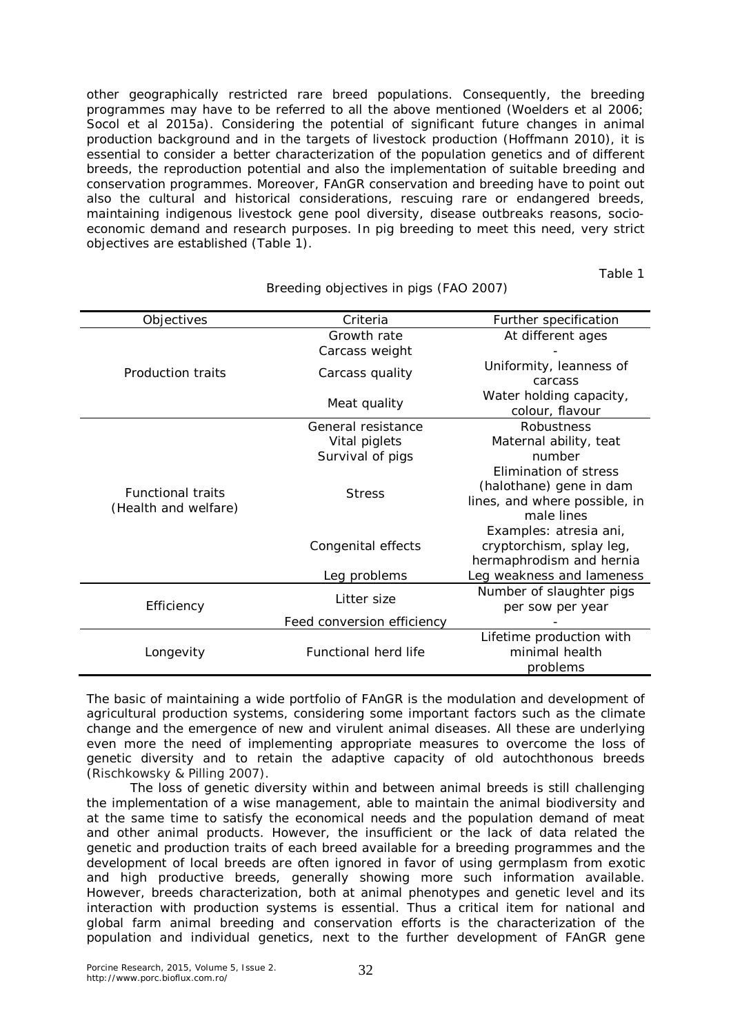other geographically restricted rare breed populations. Consequently, the breeding programmes may have to be referred to all the above mentioned (Woelders et al 2006; Socol et al 2015a). Considering the potential of significant future changes in animal production background and in the targets of livestock production (Hoffmann 2010), it is essential to consider a better characterization of the population genetics and of different breeds, the reproduction potential and also the implementation of suitable breeding and conservation programmes. Moreover, FAnGR conservation and breeding have to point out also the cultural and historical considerations, rescuing rare or endangered breeds, maintaining indigenous livestock gene pool diversity, disease outbreaks reasons, socio-economic demand and research purposes. In pig breeding to meet this need, very strict objectives are established (Table 1).

Table 1

Breeding objectives in pigs (FAO 2007)

| Objectives | Criteria | Further specification |
|---|---|---|
| Production traits | Growth rate | At different ages |
| | Carcass weight | - |
| | Carcass quality | Uniformity, leanness of carcass |
| | Meat quality | Water holding capacity, colour, flavour |
| Functional traits (Health and welfare) | General resistance | Robustness |
| | Vital piglets<br>Survival of pigs | Maternal ability, teat number |
| | Stress | Elimination of stress (halothane) gene in dam lines, and where possible, in male lines |
| | Congenital effects | Examples: atresia ani, cryptorchism, splay leg, hermaphrodism and hernia |
| | Leg problems | Leg weakness and lameness |
| Efficiency | Litter size | Number of slaughter pigs per sow per year |
| | Feed conversion efficiency | - |
| Longevity | Functional herd life | Lifetime production with minimal health problems |

The basic of maintaining a wide portfolio of FAnGR is the modulation and development of agricultural production systems, considering some important factors such as the climate change and the emergence of new and virulent animal diseases. All these are underlying even more the need of implementing appropriate measures to overcome the loss of genetic diversity and to retain the adaptive capacity of old autochthonous breeds (Rischkowsky & Pilling 2007).

The loss of genetic diversity within and between animal breeds is still challenging the implementation of a wise management, able to maintain the animal biodiversity and at the same time to satisfy the economical needs and the population demand of meat and other animal products. However, the insufficient or the lack of data related the genetic and production traits of each breed available for a breeding programmes and the development of local breeds are often ignored in favor of using germplasm from exotic and high productive breeds, generally showing more such information available. However, breeds characterization, both at animal phenotypes and genetic level and its interaction with production systems is essential. Thus a critical item for national and global farm animal breeding and conservation efforts is the characterization of the population and individual genetics, next to the further development of FAnGR gene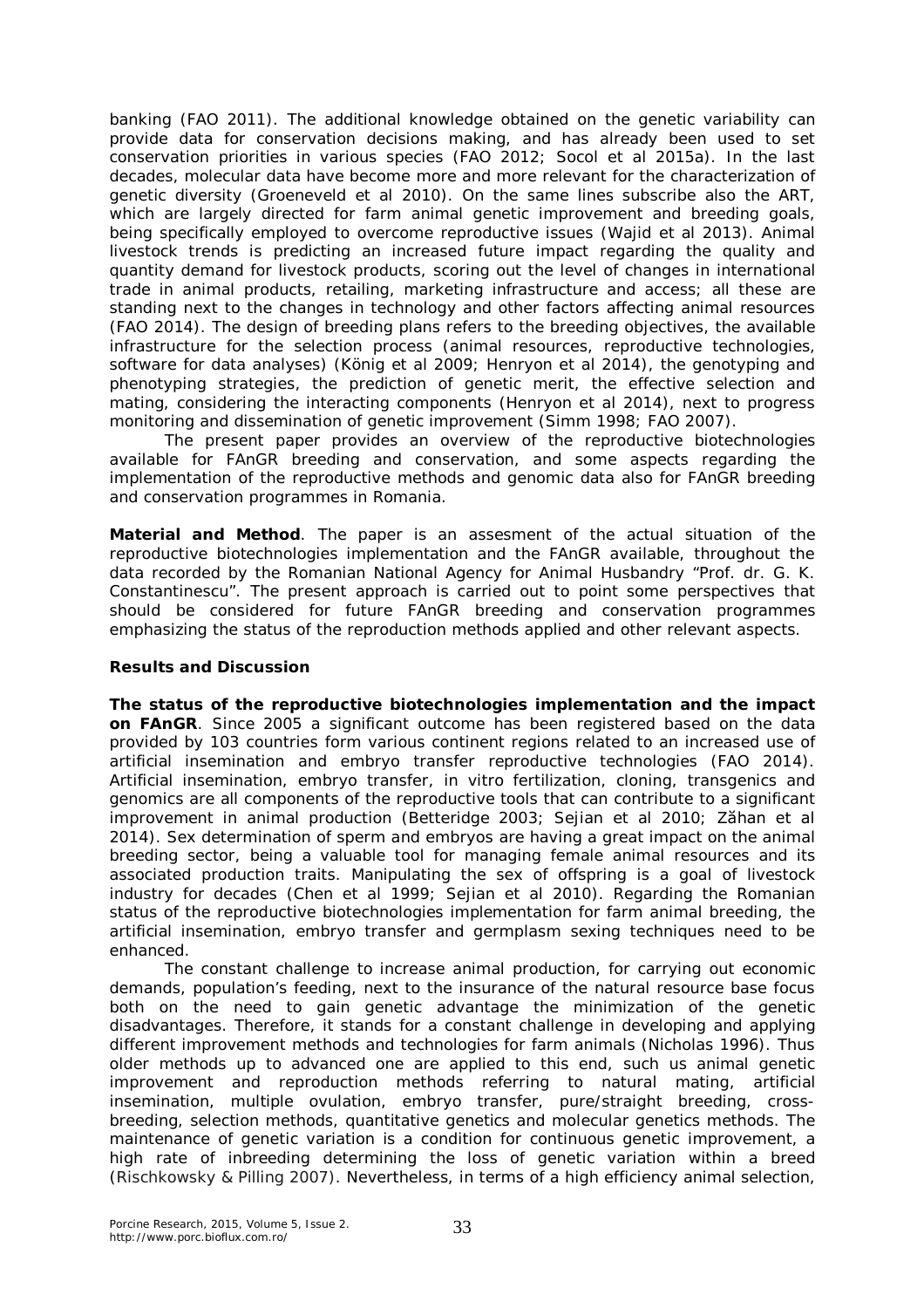banking (FAO 2011). The additional knowledge obtained on the genetic variability can provide data for conservation decisions making, and has already been used to set conservation priorities in various species (FAO 2012; Socol et al 2015a). In the last decades, molecular data have become more and more relevant for the characterization of genetic diversity (Groeneveld et al 2010). On the same lines subscribe also the ART, which are largely directed for farm animal genetic improvement and breeding goals, being specifically employed to overcome reproductive issues (Wajid et al 2013). Animal livestock trends is predicting an increased future impact regarding the quality and quantity demand for livestock products, scoring out the level of changes in international trade in animal products, retailing, marketing infrastructure and access; all these are standing next to the changes in technology and other factors affecting animal resources (FAO 2014). The design of breeding plans refers to the breeding objectives, the available infrastructure for the selection process (animal resources, reproductive technologies, software for data analyses) (König et al 2009; Henryon et al 2014), the genotyping and phenotyping strategies, the prediction of genetic merit, the effective selection and mating, considering the interacting components (Henryon et al 2014), next to progress monitoring and dissemination of genetic improvement (Simm 1998; FAO 2007).

The present paper provides an overview of the reproductive biotechnologies available for FAnGR breeding and conservation, and some aspects regarding the implementation of the reproductive methods and genomic data also for FAnGR breeding and conservation programmes in Romania.

**Material and Method**. The paper is an assesment of the actual situation of the reproductive biotechnologies implementation and the FAnGR available, throughout the data recorded by the Romanian National Agency for Animal Husbandry "Prof. dr. G. K. Constantinescu". The present approach is carried out to point some perspectives that should be considered for future FAnGR breeding and conservation programmes emphasizing the status of the reproduction methods applied and other relevant aspects.

**Results and Discussion**

**The status of the reproductive biotechnologies implementation and the impact on FAnGR**. Since 2005 a significant outcome has been registered based on the data provided by 103 countries form various continent regions related to an increased use of artificial insemination and embryo transfer reproductive technologies (FAO 2014). Artificial insemination, embryo transfer, in vitro fertilization, cloning, transgenics and genomics are all components of the reproductive tools that can contribute to a significant improvement in animal production (Betteridge 2003; Sejian et al 2010; Zăhan et al 2014). Sex determination of sperm and embryos are having a great impact on the animal breeding sector, being a valuable tool for managing female animal resources and its associated production traits. Manipulating the sex of offspring is a goal of livestock industry for decades (Chen et al 1999; Sejian et al 2010). Regarding the Romanian status of the reproductive biotechnologies implementation for farm animal breeding, the artificial insemination, embryo transfer and germplasm sexing techniques need to be enhanced.

The constant challenge to increase animal production, for carrying out economic demands, population's feeding, next to the insurance of the natural resource base focus both on the need to gain genetic advantage the minimization of the genetic disadvantages. Therefore, it stands for a constant challenge in developing and applying different improvement methods and technologies for farm animals (Nicholas 1996). Thus older methods up to advanced one are applied to this end, such us animal genetic improvement and reproduction methods referring to natural mating, artificial insemination, multiple ovulation, embryo transfer, pure/straight breeding, cross-breeding, selection methods, quantitative genetics and molecular genetics methods. The maintenance of genetic variation is a condition for continuous genetic improvement, a high rate of inbreeding determining the loss of genetic variation within a breed (Rischkowsky & Pilling 2007). Nevertheless, in terms of a high efficiency animal selection,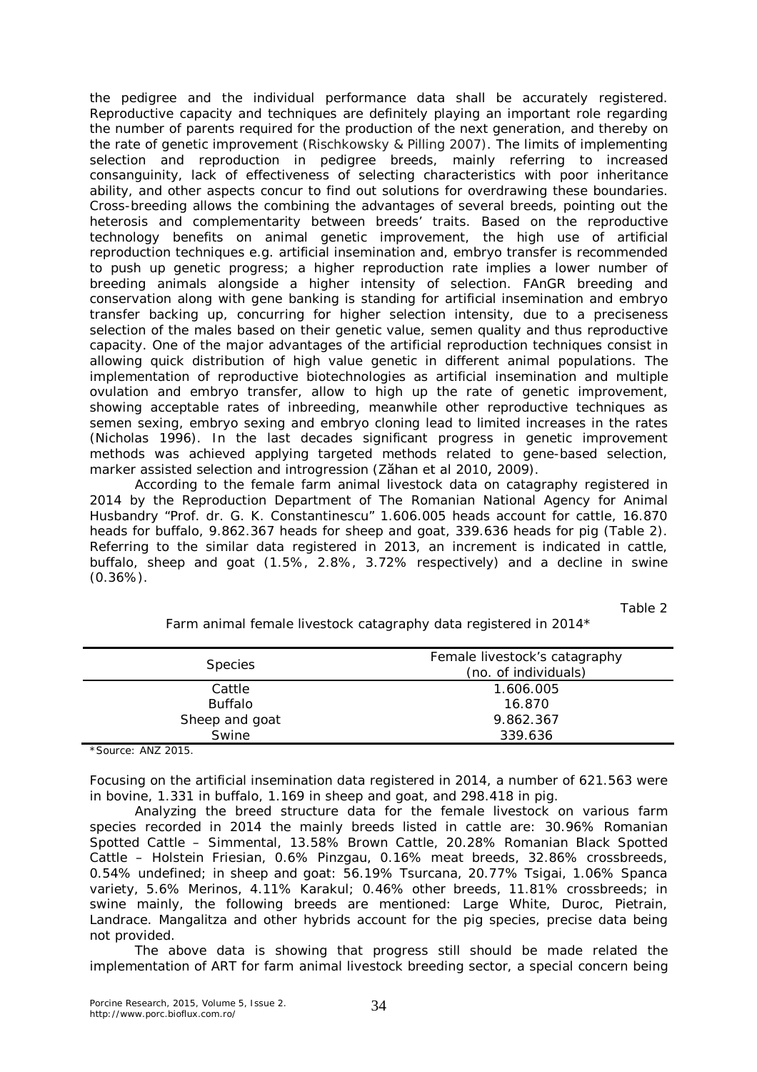the pedigree and the individual performance data shall be accurately registered. Reproductive capacity and techniques are definitely playing an important role regarding the number of parents required for the production of the next generation, and thereby on the rate of genetic improvement (Rischkowsky & Pilling 2007). The limits of implementing selection and reproduction in pedigree breeds, mainly referring to increased consanguinity, lack of effectiveness of selecting characteristics with poor inheritance ability, and other aspects concur to find out solutions for overdrawing these boundaries. Cross-breeding allows the combining the advantages of several breeds, pointing out the heterosis and complementarity between breeds' traits. Based on the reproductive technology benefits on animal genetic improvement, the high use of artificial reproduction techniques e.g. artificial insemination and, embryo transfer is recommended to push up genetic progress; a higher reproduction rate implies a lower number of breeding animals alongside a higher intensity of selection. FAnGR breeding and conservation along with gene banking is standing for artificial insemination and embryo transfer backing up, concurring for higher selection intensity, due to a preciseness selection of the males based on their genetic value, semen quality and thus reproductive capacity. One of the major advantages of the artificial reproduction techniques consist in allowing quick distribution of high value genetic in different animal populations. The implementation of reproductive biotechnologies as artificial insemination and multiple ovulation and embryo transfer, allow to high up the rate of genetic improvement, showing acceptable rates of inbreeding, meanwhile other reproductive techniques as semen sexing, embryo sexing and embryo cloning lead to limited increases in the rates (Nicholas 1996). In the last decades significant progress in genetic improvement methods was achieved applying targeted methods related to gene-based selection, marker assisted selection and introgression (Zăhan et al 2010, 2009).

According to the female farm animal livestock data on catagraphy registered in 2014 by the Reproduction Department of The Romanian National Agency for Animal Husbandry "Prof. dr. G. K. Constantinescu" 1.606.005 heads account for cattle, 16.870 heads for buffalo, 9.862.367 heads for sheep and goat, 339.636 heads for pig (Table 2). Referring to the similar data registered in 2013, an increment is indicated in cattle, buffalo, sheep and goat (1.5%, 2.8%, 3.72% respectively) and a decline in swine (0.36%).

Table 2

Farm animal female livestock catagraphy data registered in 2014*

| Species | Female livestock's catagraphy (no. of individuals) |
|---|---|
| Cattle | 1.606.005 |
| Buffalo | 16.870 |
| Sheep and goat | 9.862.367 |
| Swine | 339.636 |

*Source: ANZ 2015.

Focusing on the artificial insemination data registered in 2014, a number of 621.563 were in bovine, 1.331 in buffalo, 1.169 in sheep and goat, and 298.418 in pig.

Analyzing the breed structure data for the female livestock on various farm species recorded in 2014 the mainly breeds listed in cattle are: 30.96% Romanian Spotted Cattle – Simmental, 13.58% Brown Cattle, 20.28% Romanian Black Spotted Cattle – Holstein Friesian, 0.6% Pinzgau, 0.16% meat breeds, 32.86% crossbreeds, 0.54% undefined; in sheep and goat: 56.19% Tsurcana, 20.77% Tsigai, 1.06% Spanca variety, 5.6% Merinos, 4.11% Karakul; 0.46% other breeds, 11.81% crossbreeds; in swine mainly, the following breeds are mentioned: Large White, Duroc, Pietrain, Landrace. Mangalitza and other hybrids account for the pig species, precise data being not provided.

The above data is showing that progress still should be made related the implementation of ART for farm animal livestock breeding sector, a special concern being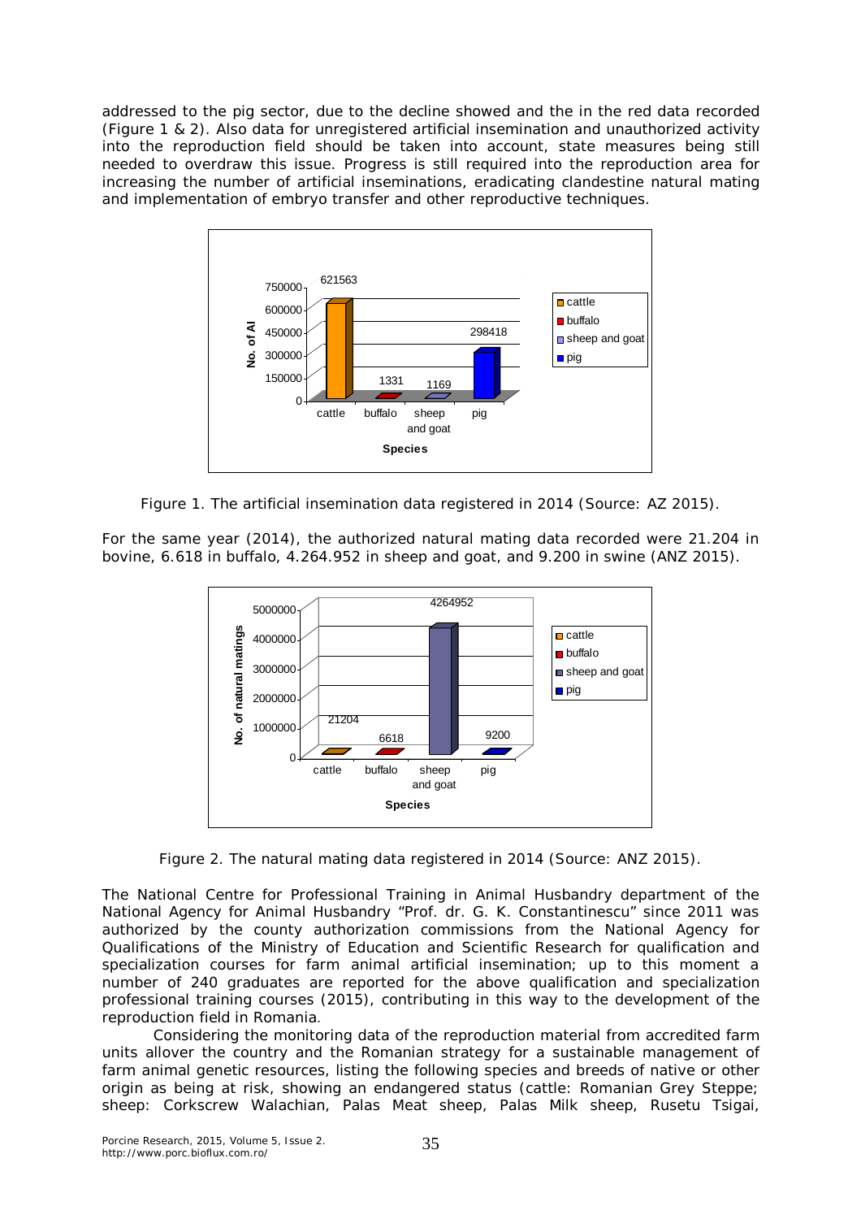addressed to the pig sector, due to the decline showed and the in the red data recorded (Figure 1 & 2). Also data for unregistered artificial insemination and unauthorized activity into the reproduction field should be taken into account, state measures being still needed to overdraw this issue. Progress is still required into the reproduction area for increasing the number of artificial inseminations, eradicating clandestine natural mating and implementation of embryo transfer and other reproductive techniques.

Figure 1. The artificial insemination data registered in 2014 (Source: AZ 2015).

For the same year (2014), the authorized natural mating data recorded were 21.204 in bovine, 6.618 in buffalo, 4.264.952 in sheep and goat, and 9.200 in swine (ANZ 2015).

Figure 2. The natural mating data registered in 2014 (Source: ANZ 2015).

The National Centre for Professional Training in Animal Husbandry department of the National Agency for Animal Husbandry "Prof. dr. G. K. Constantinescu" since 2011 was authorized by the county authorization commissions from the National Agency for Qualifications of the Ministry of Education and Scientific Research for qualification and specialization courses for farm animal artificial insemination; up to this moment a number of 240 graduates are reported for the above qualification and specialization professional training courses (2015), contributing in this way to the development of the reproduction field in Romania.

Considering the monitoring data of the reproduction material from accredited farm units allover the country and the Romanian strategy for a sustainable management of farm animal genetic resources, listing the following species and breeds of native or other origin as being at risk, showing an endangered status (cattle: Romanian Grey Steppe; sheep: Corkscrew Walachian, Palas Meat sheep, Palas Milk sheep, Rusetu Tsigai,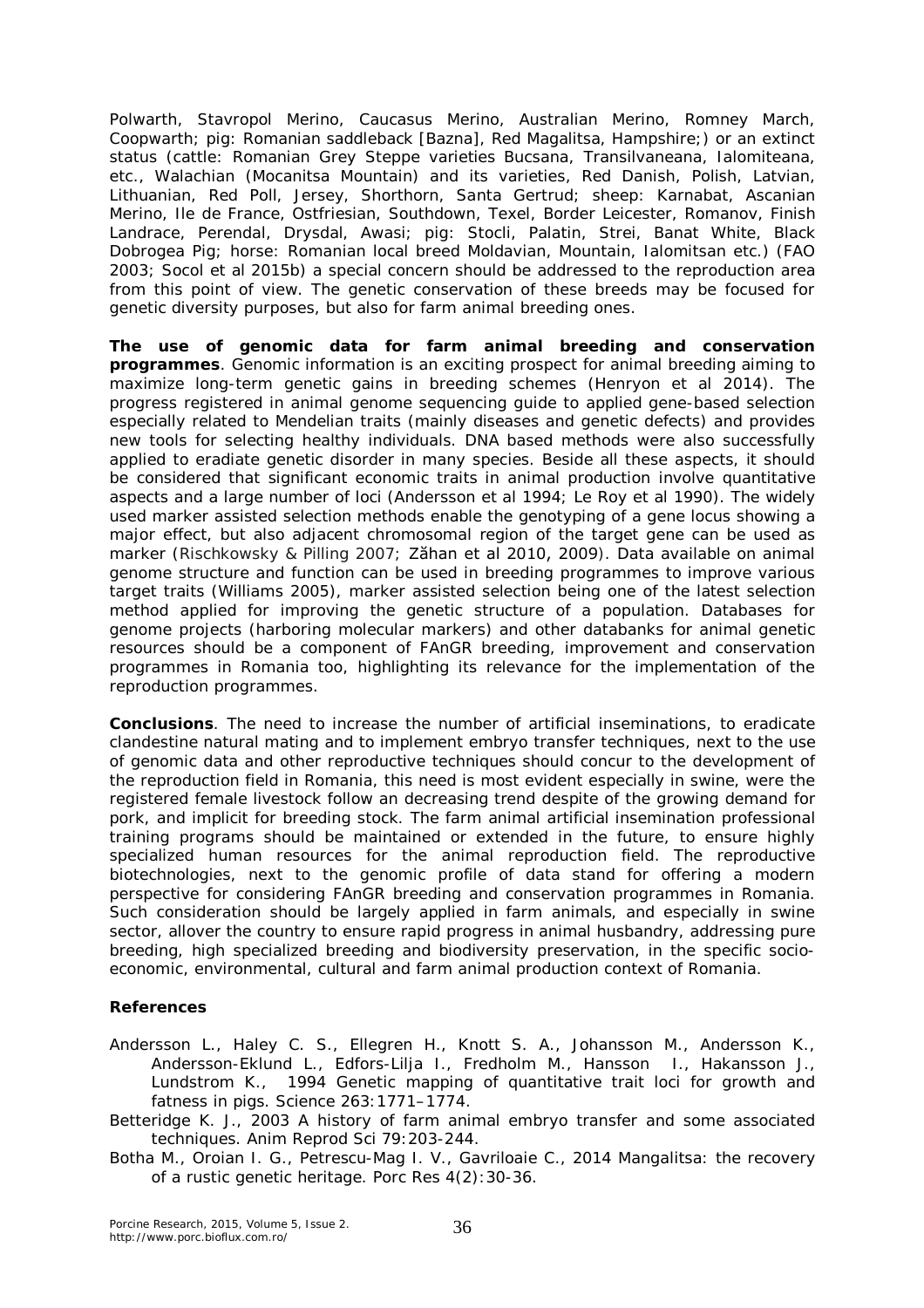Polwarth, Stavropol Merino, Caucasus Merino, Australian Merino, Romney March, Coopwarth; pig: Romanian saddleback [Bazna], Red Magalitsa, Hampshire;) or an extinct status (cattle: Romanian Grey Steppe varieties Bucsana, Transilvaneana, Ialomiteana, etc., Walachian (Mocanitsa Mountain) and its varieties, Red Danish, Polish, Latvian, Lithuanian, Red Poll, Jersey, Shorthorn, Santa Gertrud; sheep: Karnabat, Ascanian Merino, Ile de France, Ostfriesian, Southdown, Texel, Border Leicester, Romanov, Finish Landrace, Perendal, Drysdal, Awasi; pig: Stocli, Palatin, Strei, Banat White, Black Dobrogea Pig; horse: Romanian local breed Moldavian, Mountain, Ialomitsan etc.) (FAO 2003; Socol et al 2015b) a special concern should be addressed to the reproduction area from this point of view. The genetic conservation of these breeds may be focused for genetic diversity purposes, but also for farm animal breeding ones.

**The use of genomic data for farm animal breeding and conservation programmes**. Genomic information is an exciting prospect for animal breeding aiming to maximize long-term genetic gains in breeding schemes (Henryon et al 2014). The progress registered in animal genome sequencing guide to applied gene-based selection especially related to Mendelian traits (mainly diseases and genetic defects) and provides new tools for selecting healthy individuals. DNA based methods were also successfully applied to eradiate genetic disorder in many species. Beside all these aspects, it should be considered that significant economic traits in animal production involve quantitative aspects and a large number of loci (Andersson et al 1994; Le Roy et al 1990). The widely used marker assisted selection methods enable the genotyping of a gene locus showing a major effect, but also adjacent chromosomal region of the target gene can be used as marker (Rischkowsky & Pilling 2007; Zăhan et al 2010, 2009). Data available on animal genome structure and function can be used in breeding programmes to improve various target traits (Williams 2005), marker assisted selection being one of the latest selection method applied for improving the genetic structure of a population. Databases for genome projects (harboring molecular markers) and other databanks for animal genetic resources should be a component of FAnGR breeding, improvement and conservation programmes in Romania too, highlighting its relevance for the implementation of the reproduction programmes.

**Conclusions**. The need to increase the number of artificial inseminations, to eradicate clandestine natural mating and to implement embryo transfer techniques, next to the use of genomic data and other reproductive techniques should concur to the development of the reproduction field in Romania, this need is most evident especially in swine, were the registered female livestock follow an decreasing trend despite of the growing demand for pork, and implicit for breeding stock. The farm animal artificial insemination professional training programs should be maintained or extended in the future, to ensure highly specialized human resources for the animal reproduction field. The reproductive biotechnologies, next to the genomic profile of data stand for offering a modern perspective for considering FAnGR breeding and conservation programmes in Romania. Such consideration should be largely applied in farm animals, and especially in swine sector, allover the country to ensure rapid progress in animal husbandry, addressing pure breeding, high specialized breeding and biodiversity preservation, in the specific socio-economic, environmental, cultural and farm animal production context of Romania.

**References**

Andersson L., Haley C. S., Ellegren H., Knott S. A., Johansson M., Andersson K., Andersson-Eklund L., Edfors-Lilja I., Fredholm M., Hansson I., Hakansson J., Lundstrom K., 1994 Genetic mapping of quantitative trait loci for growth and fatness in pigs. Science 263:1771–1774.

Betteridge K. J., 2003 A history of farm animal embryo transfer and some associated techniques. Anim Reprod Sci 79:203-244.

Botha M., Oroian I. G., Petrescu-Mag I. V., Gavriloaie C., 2014 Mangalitsa: the recovery of a rustic genetic heritage. Porc Res 4(2):30-36.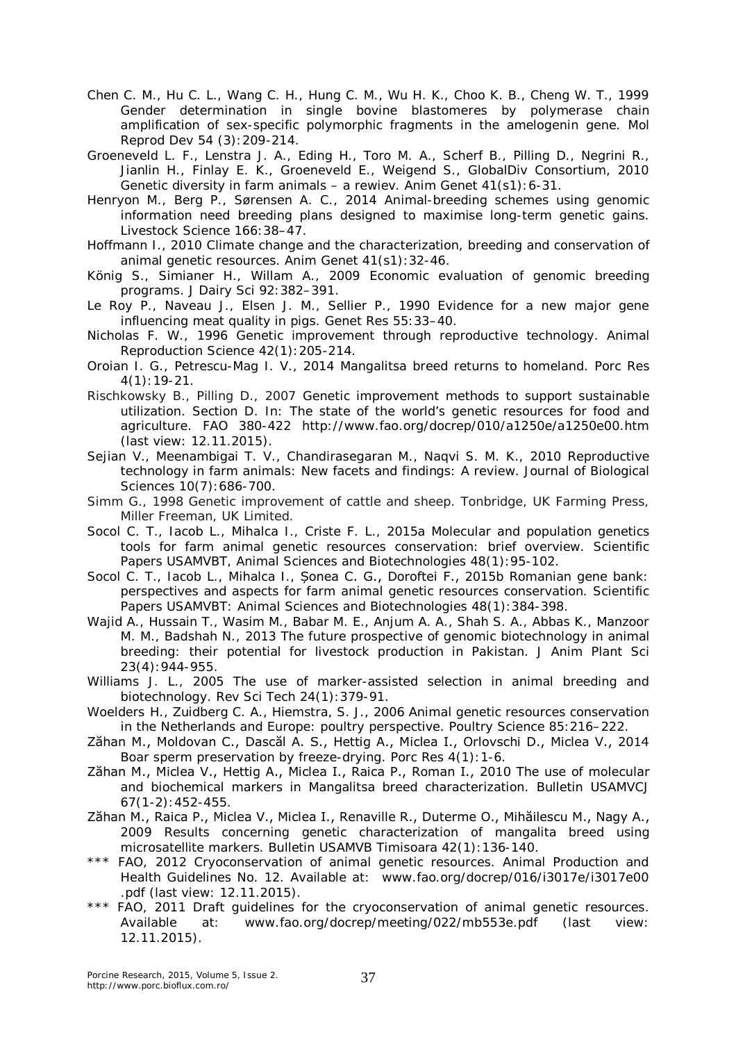Chen C. M., Hu C. L., Wang C. H., Hung C. M., Wu H. K., Choo K. B., Cheng W. T., 1999 Gender determination in single bovine blastomeres by polymerase chain amplification of sex-specific polymorphic fragments in the amelogenin gene. Mol Reprod Dev 54 (3):209-214.

Groeneveld L. F., Lenstra J. A., Eding H., Toro M. A., Scherf B., Pilling D., Negrini R., Jianlin H., Finlay E. K., Groeneveld E., Weigend S., GlobalDiv Consortium, 2010 Genetic diversity in farm animals – a rewiev. Anim Genet 41(s1):6-31.

Henryon M., Berg P., Sørensen A. C., 2014 Animal-breeding schemes using genomic information need breeding plans designed to maximise long-term genetic gains. Livestock Science 166:38–47.

Hoffmann I., 2010 Climate change and the characterization, breeding and conservation of animal genetic resources. Anim Genet 41(s1):32-46.

König S., Simianer H., Willam A., 2009 Economic evaluation of genomic breeding programs. J Dairy Sci 92:382–391.

Le Roy P., Naveau J., Elsen J. M., Sellier P., 1990 Evidence for a new major gene influencing meat quality in pigs. Genet Res 55:33–40.

Nicholas F. W., 1996 Genetic improvement through reproductive technology. Animal Reproduction Science 42(1):205-214.

Oroian I. G., Petrescu-Mag I. V., 2014 Mangalitsa breed returns to homeland. Porc Res 4(1):19-21.

Rischkowsky B., Pilling D., 2007 Genetic improvement methods to support sustainable utilization. Section D. In: The state of the world's genetic resources for food and agriculture. FAO 380-422 http://www.fao.org/docrep/010/a1250e/a1250e00.htm (last view: 12.11.2015).

Sejian V., Meenambigai T. V., Chandirasegaran M., Naqvi S. M. K., 2010 Reproductive technology in farm animals: New facets and findings: A review. Journal of Biological Sciences 10(7):686-700.

Simm G., 1998 Genetic improvement of cattle and sheep. Tonbridge, UK Farming Press, Miller Freeman, UK Limited.

Socol C. T., Iacob L., Mihalca I., Criste F. L., 2015a Molecular and population genetics tools for farm animal genetic resources conservation: brief overview. Scientific Papers USAMVBT, Animal Sciences and Biotechnologies 48(1):95-102.

Socol C. T., Iacob L., Mihalca I., Șonea C. G., Doroftei F., 2015b Romanian gene bank: perspectives and aspects for farm animal genetic resources conservation. Scientific Papers USAMVBT: Animal Sciences and Biotechnologies 48(1):384-398.

Wajid A., Hussain T., Wasim M., Babar M. E., Anjum A. A., Shah S. A., Abbas K., Manzoor M. M., Badshah N., 2013 The future prospective of genomic biotechnology in animal breeding: their potential for livestock production in Pakistan. J Anim Plant Sci 23(4):944-955.

Williams J. L., 2005 The use of marker-assisted selection in animal breeding and biotechnology. Rev Sci Tech 24(1):379-91.

Woelders H., Zuidberg C. A., Hiemstra, S. J., 2006 Animal genetic resources conservation in the Netherlands and Europe: poultry perspective. Poultry Science 85:216–222.

Zăhan M., Moldovan C., Dascăl A. S., Hettig A., Miclea I., Orlovschi D., Miclea V., 2014 Boar sperm preservation by freeze-drying. Porc Res 4(1):1-6.

Zăhan M., Miclea V., Hettig A., Miclea I., Raica P., Roman I., 2010 The use of molecular and biochemical markers in Mangalitsa breed characterization. Bulletin USAMVCJ 67(1-2):452-455.

Zăhan M., Raica P., Miclea V., Miclea I., Renaville R., Duterme O., Mihăilescu M., Nagy A., 2009 Results concerning genetic characterization of mangalita breed using microsatellite markers. Bulletin USAMVB Timisoara 42(1):136-140.

*** FAO, 2012 Cryoconservation of animal genetic resources. Animal Production and Health Guidelines No. 12. Available at: www.fao.org/docrep/016/i3017e/i3017e00.pdf (last view: 12.11.2015).

*** FAO, 2011 Draft guidelines for the cryoconservation of animal genetic resources. Available at: www.fao.org/docrep/meeting/022/mb553e.pdf (last view: 12.11.2015).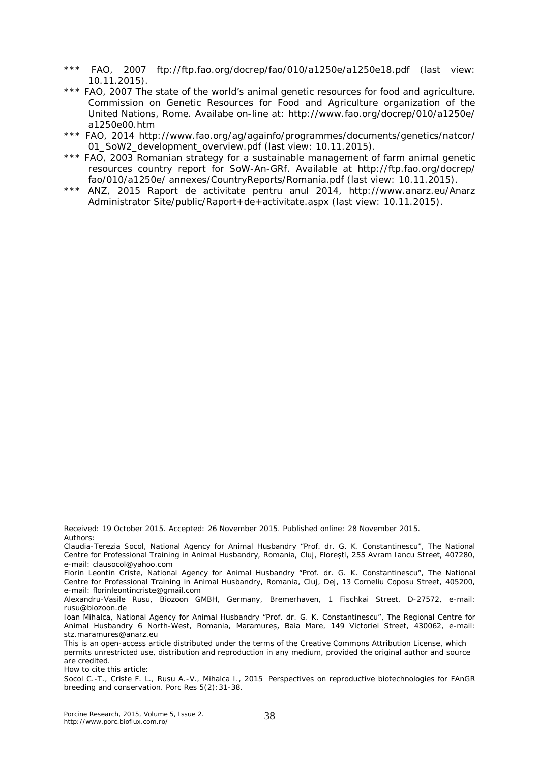*** FAO, 2007 ftp://ftp.fao.org/docrep/fao/010/a1250e/a1250e18.pdf (last view: 10.11.2015).

*** FAO, 2007 The state of the world's animal genetic resources for food and agriculture. Commission on Genetic Resources for Food and Agriculture organization of the United Nations, Rome. Availabe on-line at: http://www.fao.org/docrep/010/a1250e/a1250e00.htm

*** FAO, 2014 http://www.fao.org/ag/againfo/programmes/documents/genetics/natcor/01_SoW2_development_overview.pdf (last view: 10.11.2015).

*** FAO, 2003 Romanian strategy for a sustainable management of farm animal genetic resources country report for SoW-An-GRf. Available at http://ftp.fao.org/docrep/fao/010/a1250e/ annexes/CountryReports/Romania.pdf (last view: 10.11.2015).

*** ANZ, 2015 Raport de activitate pentru anul 2014, http://www.anarz.eu/Anarz Administrator Site/public/Raport+de+activitate.aspx (last view: 10.11.2015).

Received: 19 October 2015. Accepted: 26 November 2015. Published online: 28 November 2015.

Authors:

Claudia-Terezia Socol, National Agency for Animal Husbandry "Prof. dr. G. K. Constantinescu", The National Centre for Professional Training in Animal Husbandry, Romania, Cluj, Florești, 255 Avram Iancu Street, 407280, e-mail: clausocol@yahoo.com

Florin Leontin Criste, National Agency for Animal Husbandry "Prof. dr. G. K. Constantinescu", The National Centre for Professional Training in Animal Husbandry, Romania, Cluj, Dej, 13 Corneliu Coposu Street, 405200, e-mail: florinleontincriste@gmail.com

Alexandru-Vasile Rusu, Biozoon GMBH, Germany, Bremerhaven, 1 Fischkai Street, D-27572, e-mail: rusu@biozoon.de

Ioan Mihalca, National Agency for Animal Husbandry "Prof. dr. G. K. Constantinescu", The Regional Centre for Animal Husbandry 6 North-West, Romania, Maramureș, Baia Mare, 149 Victoriei Street, 430062, e-mail: stz.maramures@anarz.eu

This is an open-access article distributed under the terms of the Creative Commons Attribution License, which permits unrestricted use, distribution and reproduction in any medium, provided the original author and source are credited.

How to cite this article:

Socol C.-T., Criste F. L., Rusu A.-V., Mihalca I., 2015 Perspectives on reproductive biotechnologies for FAnGR breeding and conservation. Porc Res 5(2):31-38.